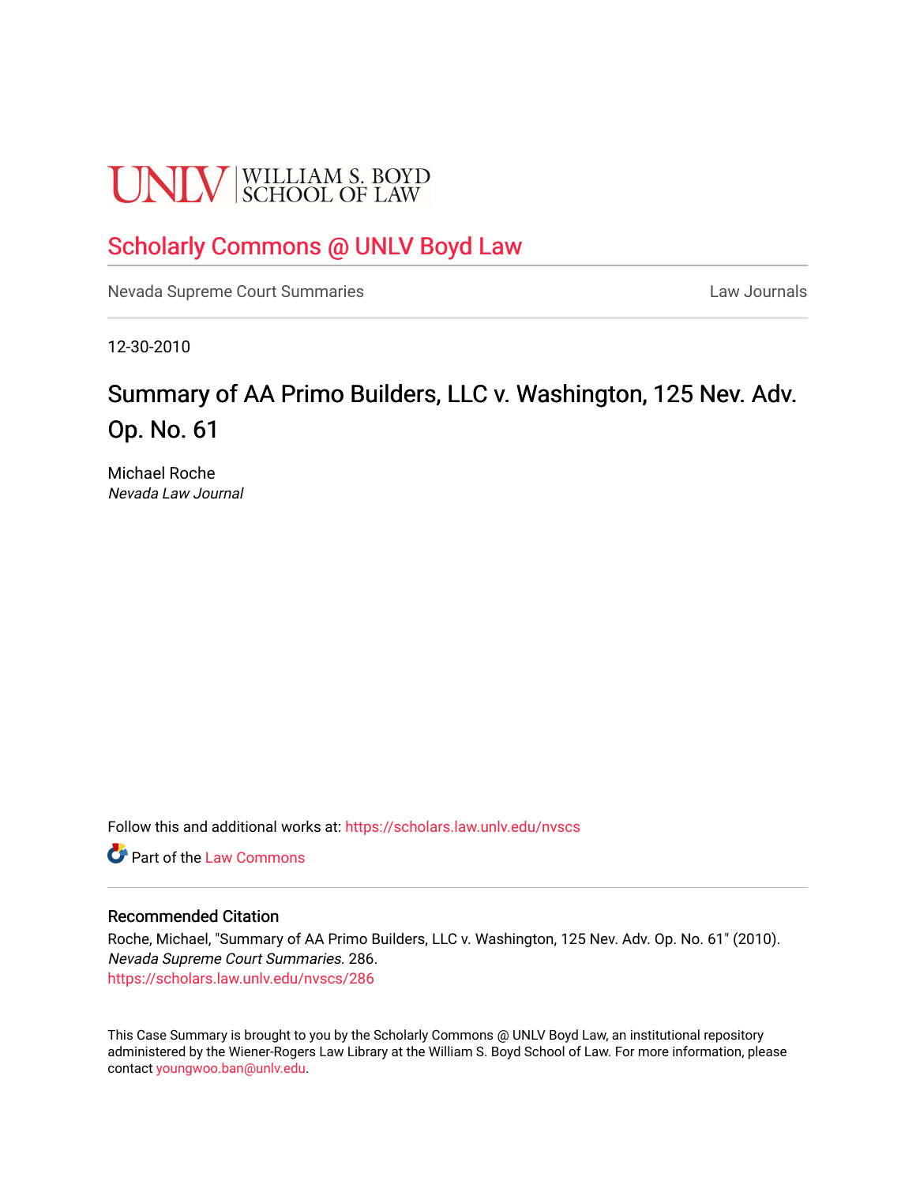UNLV | WILLIAM S. BOYD SCHOOL OF LAW

# Scholarly Commons @ UNLV Boyd Law

Nevada Supreme Court Summaries | Law Journals

12-30-2010

## Summary of AA Primo Builders, LLC v. Washington, 125 Nev. Adv. Op. No. 61

Michael Roche
*Nevada Law Journal*

Follow this and additional works at: https://scholars.law.unlv.edu/nvscs

Part of the Law Commons

### Recommended Citation

Roche, Michael, "Summary of AA Primo Builders, LLC v. Washington, 125 Nev. Adv. Op. No. 61" (2010). *Nevada Supreme Court Summaries*. 286.
https://scholars.law.unlv.edu/nvscs/286

This Case Summary is brought to you by the Scholarly Commons @ UNLV Boyd Law, an institutional repository administered by the Wiener-Rogers Law Library at the William S. Boyd School of Law. For more information, please contact youngwoo.ban@unlv.edu.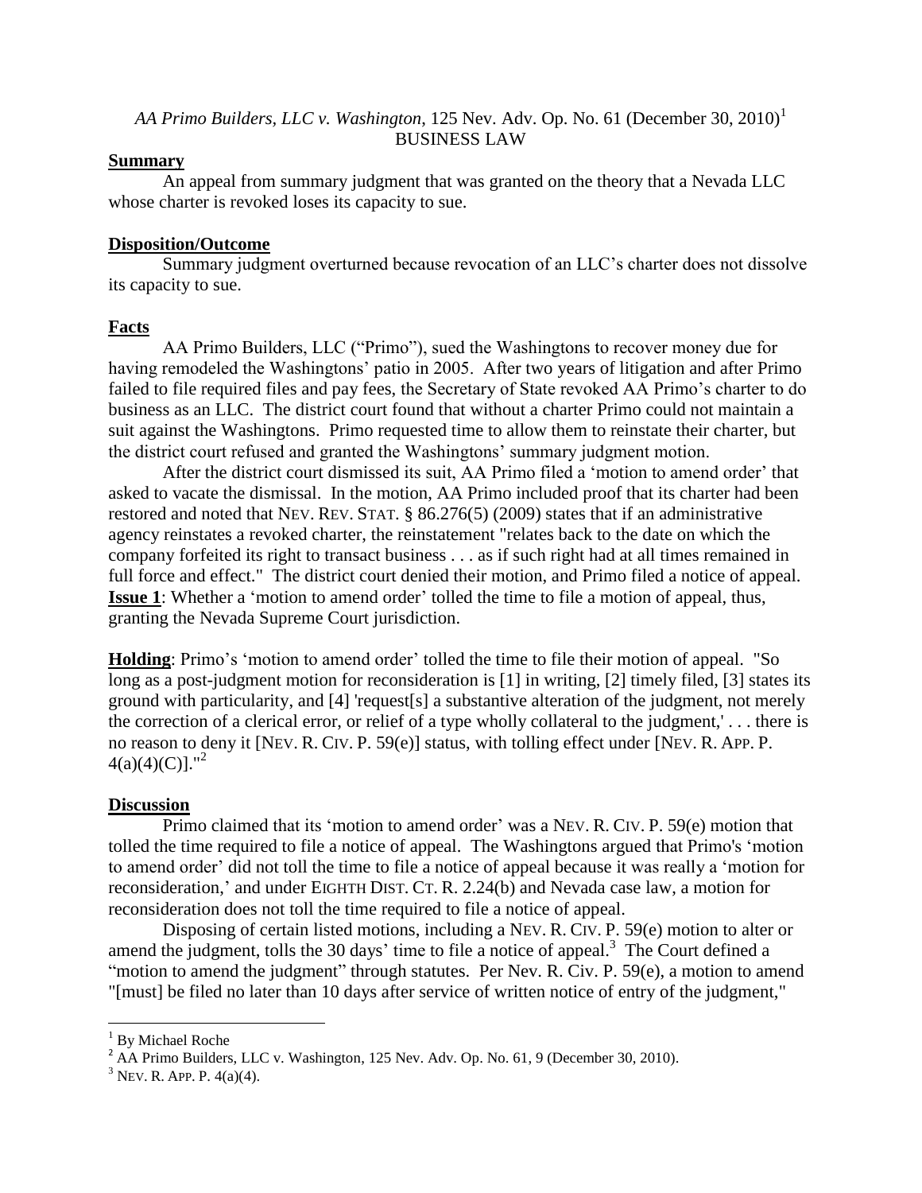*AA Primo Builders, LLC v. Washington*, 125 Nev. Adv. Op. No. 61 (December 30, 2010)[1]
BUSINESS LAW

**Summary**

An appeal from summary judgment that was granted on the theory that a Nevada LLC whose charter is revoked loses its capacity to sue.

**Disposition/Outcome**

Summary judgment overturned because revocation of an LLC's charter does not dissolve its capacity to sue.

**Facts**

AA Primo Builders, LLC ("Primo"), sued the Washingtons to recover money due for having remodeled the Washingtons' patio in 2005. After two years of litigation and after Primo failed to file required files and pay fees, the Secretary of State revoked AA Primo's charter to do business as an LLC. The district court found that without a charter Primo could not maintain a suit against the Washingtons. Primo requested time to allow them to reinstate their charter, but the district court refused and granted the Washingtons' summary judgment motion.

After the district court dismissed its suit, AA Primo filed a 'motion to amend order' that asked to vacate the dismissal. In the motion, AA Primo included proof that its charter had been restored and noted that NEV. REV. STAT. § 86.276(5) (2009) states that if an administrative agency reinstates a revoked charter, the reinstatement "relates back to the date on which the company forfeited its right to transact business . . . as if such right had at all times remained in full force and effect." The district court denied their motion, and Primo filed a notice of appeal.

**Issue 1**: Whether a 'motion to amend order' tolled the time to file a motion of appeal, thus, granting the Nevada Supreme Court jurisdiction.

**Holding**: Primo's 'motion to amend order' tolled the time to file their motion of appeal. "So long as a post-judgment motion for reconsideration is [1] in writing, [2] timely filed, [3] states its ground with particularity, and [4] 'request[s] a substantive alteration of the judgment, not merely the correction of a clerical error, or relief of a type wholly collateral to the judgment,' . . . there is no reason to deny it [NEV. R. CIV. P. 59(e)] status, with tolling effect under [NEV. R. APP. P. 4(a)(4)(C)]."[2]

**Discussion**

Primo claimed that its 'motion to amend order' was a NEV. R. CIV. P. 59(e) motion that tolled the time required to file a notice of appeal. The Washingtons argued that Primo's 'motion to amend order' did not toll the time to file a notice of appeal because it was really a 'motion for reconsideration,' and under EIGHTH DIST. CT. R. 2.24(b) and Nevada case law, a motion for reconsideration does not toll the time required to file a notice of appeal.

Disposing of certain listed motions, including a NEV. R. CIV. P. 59(e) motion to alter or amend the judgment, tolls the 30 days' time to file a notice of appeal.[3] The Court defined a "motion to amend the judgment" through statutes. Per Nev. R. Civ. P. 59(e), a motion to amend "[must] be filed no later than 10 days after service of written notice of entry of the judgment,"

---

[1] By Michael Roche

[2] AA Primo Builders, LLC v. Washington, 125 Nev. Adv. Op. No. 61, 9 (December 30, 2010).

[3] NEV. R. APP. P. 4(a)(4).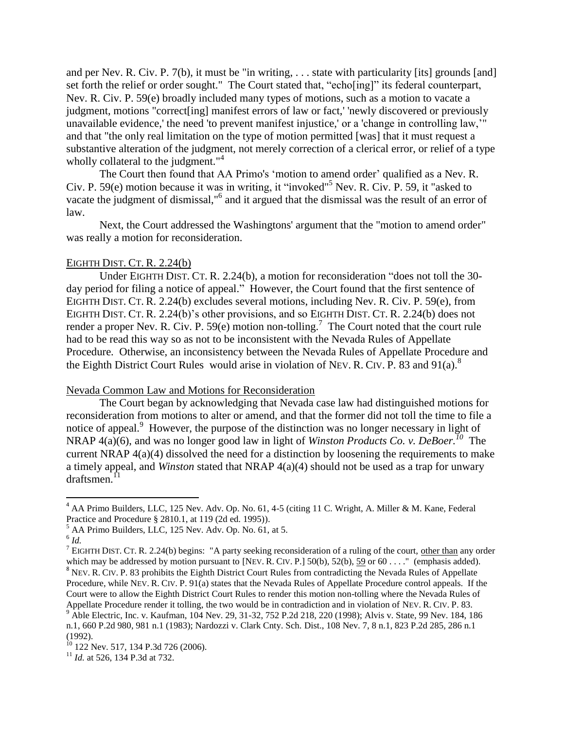and per Nev. R. Civ. P. 7(b), it must be "in writing, . . . state with particularity [its] grounds [and] set forth the relief or order sought." The Court stated that, "echo[ing]" its federal counterpart, Nev. R. Civ. P. 59(e) broadly included many types of motions, such as a motion to vacate a judgment, motions "correct[ing] manifest errors of law or fact,' 'newly discovered or previously unavailable evidence,' the need 'to prevent manifest injustice,' or a 'change in controlling law,'" and that "the only real limitation on the type of motion permitted [was] that it must request a substantive alteration of the judgment, not merely correction of a clerical error, or relief of a type wholly collateral to the judgment."[4]

The Court then found that AA Primo's 'motion to amend order' qualified as a Nev. R. Civ. P. 59(e) motion because it was in writing, it "invoked"[5] Nev. R. Civ. P. 59, it "asked to vacate the judgment of dismissal,"[6] and it argued that the dismissal was the result of an error of law.

Next, the Court addressed the Washingtons' argument that the "motion to amend order" was really a motion for reconsideration.

EIGHTH DIST. CT. R. 2.24(b)

Under EIGHTH DIST. CT. R. 2.24(b), a motion for reconsideration "does not toll the 30-day period for filing a notice of appeal." However, the Court found that the first sentence of EIGHTH DIST. CT. R. 2.24(b) excludes several motions, including Nev. R. Civ. P. 59(e), from EIGHTH DIST. CT. R. 2.24(b)'s other provisions, and so EIGHTH DIST. CT. R. 2.24(b) does not render a proper Nev. R. Civ. P. 59(e) motion non-tolling.[7] The Court noted that the court rule had to be read this way so as not to be inconsistent with the Nevada Rules of Appellate Procedure. Otherwise, an inconsistency between the Nevada Rules of Appellate Procedure and the Eighth District Court Rules would arise in violation of NEV. R. CIV. P. 83 and 91(a).[8]

Nevada Common Law and Motions for Reconsideration

The Court began by acknowledging that Nevada case law had distinguished motions for reconsideration from motions to alter or amend, and that the former did not toll the time to file a notice of appeal.[9] However, the purpose of the distinction was no longer necessary in light of NRAP 4(a)(6), and was no longer good law in light of *Winston Products Co. v. DeBoer.*[10] The current NRAP 4(a)(4) dissolved the need for a distinction by loosening the requirements to make a timely appeal, and *Winston* stated that NRAP 4(a)(4) should not be used as a trap for unwary draftsmen.[11]

---

[4] AA Primo Builders, LLC, 125 Nev. Adv. Op. No. 61, 4-5 (citing 11 C. Wright, A. Miller & M. Kane, Federal Practice and Procedure § 2810.1, at 119 (2d ed. 1995)).

[5] AA Primo Builders, LLC, 125 Nev. Adv. Op. No. 61, at 5.

[6] *Id.*

[7] EIGHTH DIST. CT. R. 2.24(b) begins: "A party seeking reconsideration of a ruling of the court, other than any order which may be addressed by motion pursuant to [NEV. R. CIV. P.] 50(b), 52(b), 59 or 60 . . . ." (emphasis added).

[8] NEV. R. CIV. P. 83 prohibits the Eighth District Court Rules from contradicting the Nevada Rules of Appellate Procedure, while NEV. R. CIV. P. 91(a) states that the Nevada Rules of Appellate Procedure control appeals. If the Court were to allow the Eighth District Court Rules to render this motion non-tolling where the Nevada Rules of Appellate Procedure render it tolling, the two would be in contradiction and in violation of NEV. R. CIV. P. 83.

[9] Able Electric, Inc. v. Kaufman, 104 Nev. 29, 31-32, 752 P.2d 218, 220 (1998); Alvis v. State, 99 Nev. 184, 186 n.1, 660 P.2d 980, 981 n.1 (1983); Nardozzi v. Clark Cnty. Sch. Dist., 108 Nev. 7, 8 n.1, 823 P.2d 285, 286 n.1 (1992).

[10] 122 Nev. 517, 134 P.3d 726 (2006).

[11] *Id.* at 526, 134 P.3d at 732.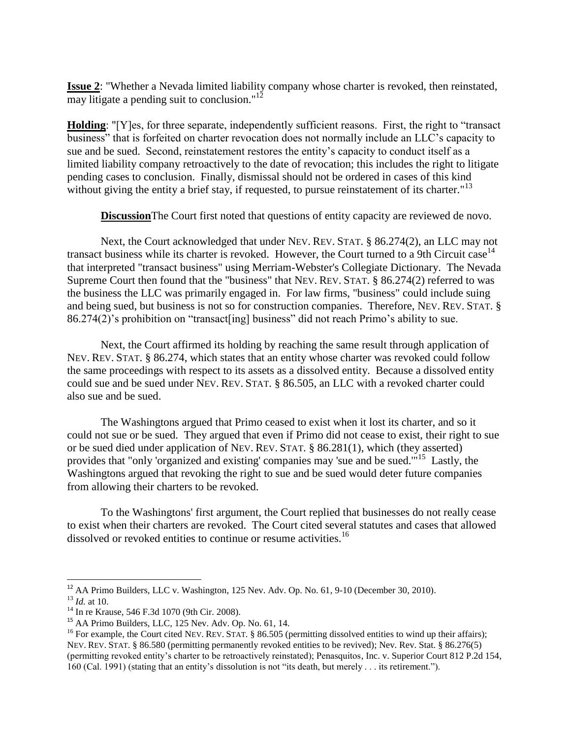**Issue 2**: "Whether a Nevada limited liability company whose charter is revoked, then reinstated, may litigate a pending suit to conclusion."[12]

**Holding**: "[Y]es, for three separate, independently sufficient reasons. First, the right to "transact business" that is forfeited on charter revocation does not normally include an LLC's capacity to sue and be sued. Second, reinstatement restores the entity's capacity to conduct itself as a limited liability company retroactively to the date of revocation; this includes the right to litigate pending cases to conclusion. Finally, dismissal should not be ordered in cases of this kind without giving the entity a brief stay, if requested, to pursue reinstatement of its charter."[13]

**Discussion**The Court first noted that questions of entity capacity are reviewed de novo.

Next, the Court acknowledged that under NEV. REV. STAT. § 86.274(2), an LLC may not transact business while its charter is revoked. However, the Court turned to a 9th Circuit case[14] that interpreted "transact business" using Merriam-Webster's Collegiate Dictionary. The Nevada Supreme Court then found that the "business" that NEV. REV. STAT. § 86.274(2) referred to was the business the LLC was primarily engaged in. For law firms, "business" could include suing and being sued, but business is not so for construction companies. Therefore, NEV. REV. STAT. § 86.274(2)'s prohibition on "transact[ing] business" did not reach Primo's ability to sue.

Next, the Court affirmed its holding by reaching the same result through application of NEV. REV. STAT. § 86.274, which states that an entity whose charter was revoked could follow the same proceedings with respect to its assets as a dissolved entity. Because a dissolved entity could sue and be sued under NEV. REV. STAT. § 86.505, an LLC with a revoked charter could also sue and be sued.

The Washingtons argued that Primo ceased to exist when it lost its charter, and so it could not sue or be sued. They argued that even if Primo did not cease to exist, their right to sue or be sued died under application of NEV. REV. STAT. § 86.281(1), which (they asserted) provides that "only 'organized and existing' companies may 'sue and be sued.'"[15] Lastly, the Washingtons argued that revoking the right to sue and be sued would deter future companies from allowing their charters to be revoked.

To the Washingtons' first argument, the Court replied that businesses do not really cease to exist when their charters are revoked. The Court cited several statutes and cases that allowed dissolved or revoked entities to continue or resume activities.[16]

---

[12] AA Primo Builders, LLC v. Washington, 125 Nev. Adv. Op. No. 61, 9-10 (December 30, 2010).

[13] *Id.* at 10.

[14] In re Krause, 546 F.3d 1070 (9th Cir. 2008).

[15] AA Primo Builders, LLC, 125 Nev. Adv. Op. No. 61, 14.

[16] For example, the Court cited NEV. REV. STAT. § 86.505 (permitting dissolved entities to wind up their affairs); NEV. REV. STAT. § 86.580 (permitting permanently revoked entities to be revived); Nev. Rev. Stat. § 86.276(5) (permitting revoked entity's charter to be retroactively reinstated); Penasquitos, Inc. v. Superior Court 812 P.2d 154, 160 (Cal. 1991) (stating that an entity's dissolution is not "its death, but merely . . . its retirement.").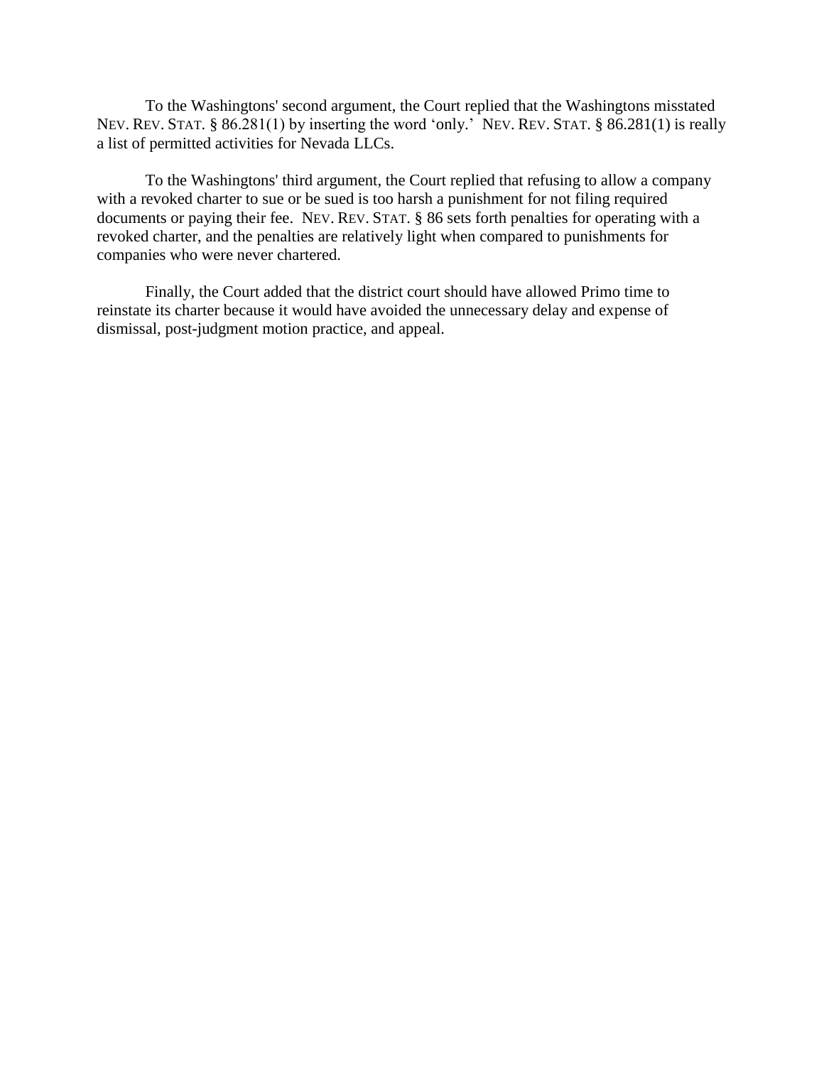To the Washingtons' second argument, the Court replied that the Washingtons misstated NEV. REV. STAT. § 86.281(1) by inserting the word 'only.' NEV. REV. STAT. § 86.281(1) is really a list of permitted activities for Nevada LLCs.

To the Washingtons' third argument, the Court replied that refusing to allow a company with a revoked charter to sue or be sued is too harsh a punishment for not filing required documents or paying their fee. NEV. REV. STAT. § 86 sets forth penalties for operating with a revoked charter, and the penalties are relatively light when compared to punishments for companies who were never chartered.

Finally, the Court added that the district court should have allowed Primo time to reinstate its charter because it would have avoided the unnecessary delay and expense of dismissal, post-judgment motion practice, and appeal.